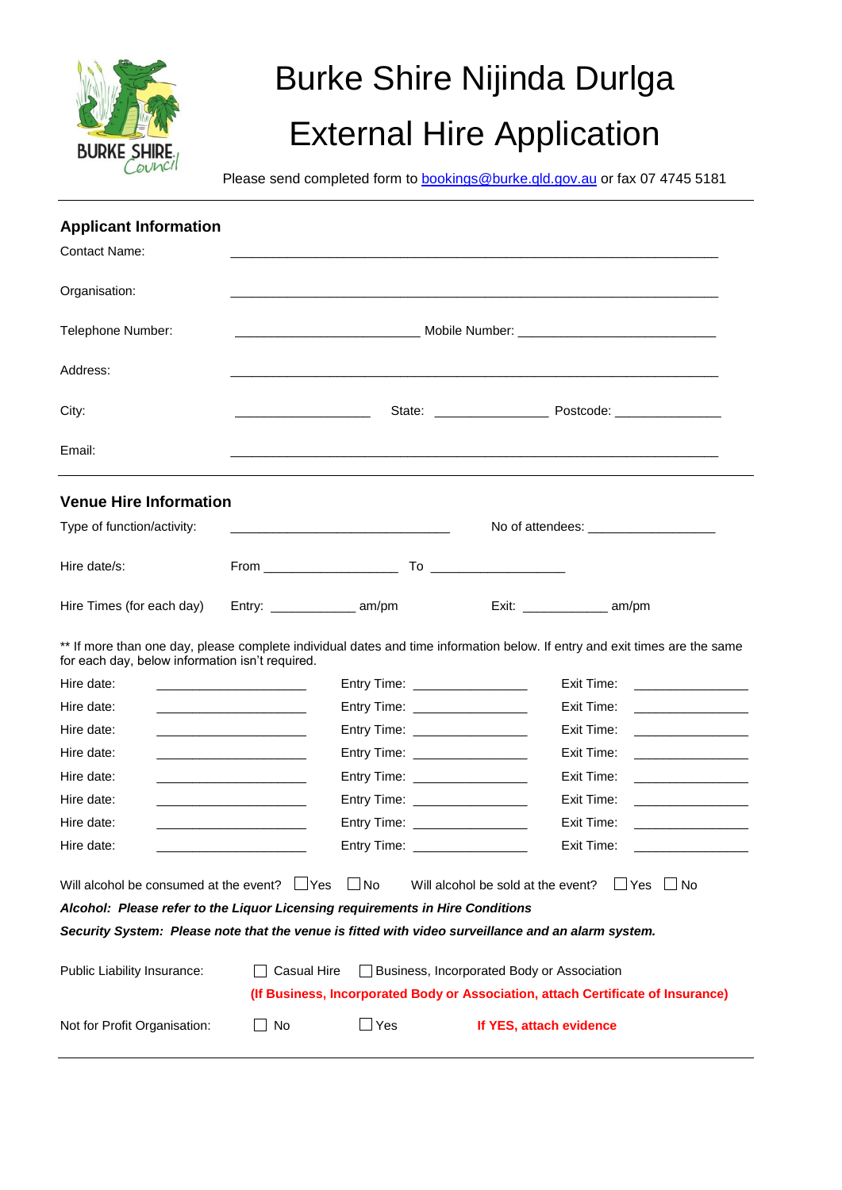# Burke Shire Nijinda Durlga

# External Hire Application

Please send completed form to bookings@burke.qld.gov.au or fax 07 4745 5181

---

## Applicant Information

Contact Name: ______________________________________________

Organisation: ______________________________________________

Telephone Number: ____________________ Mobile Number: ____________________

Address: ______________________________________________

City: ______________ State: ______________ Postcode: ______________

Email: ______________________________________________

---

## Venue Hire Information

Type of function/activity: ________________________ No of attendees: ______________

Hire date/s: From ______________ To ______________

Hire Times (for each day) Entry: __________ am/pm Exit: __________ am/pm

** If more than one day, please complete individual dates and time information below. If entry and exit times are the same for each day, below information isn't required.

Hire date: ______________ Entry Time: ______________ Exit Time: ______________

Hire date: ______________ Entry Time: ______________ Exit Time: ______________

Hire date: ______________ Entry Time: ______________ Exit Time: ______________

Hire date: ______________ Entry Time: ______________ Exit Time: ______________

Hire date: ______________ Entry Time: ______________ Exit Time: ______________

Hire date: ______________ Entry Time: ______________ Exit Time: ______________

Hire date: ______________ Entry Time: ______________ Exit Time: ______________

Hire date: ______________ Entry Time: ______________ Exit Time: ______________

Will alcohol be consumed at the event? ☐ Yes ☐ No Will alcohol be sold at the event? ☐ Yes ☐ No

***Alcohol: Please refer to the Liquor Licensing requirements in Hire Conditions***

***Security System: Please note that the venue is fitted with video surveillance and an alarm system.***

Public Liability Insurance: ☐ Casual Hire ☐ Business, Incorporated Body or Association

**(If Business, Incorporated Body or Association, attach Certificate of Insurance)**

Not for Profit Organisation: ☐ No ☐ Yes **If YES, attach evidence**

---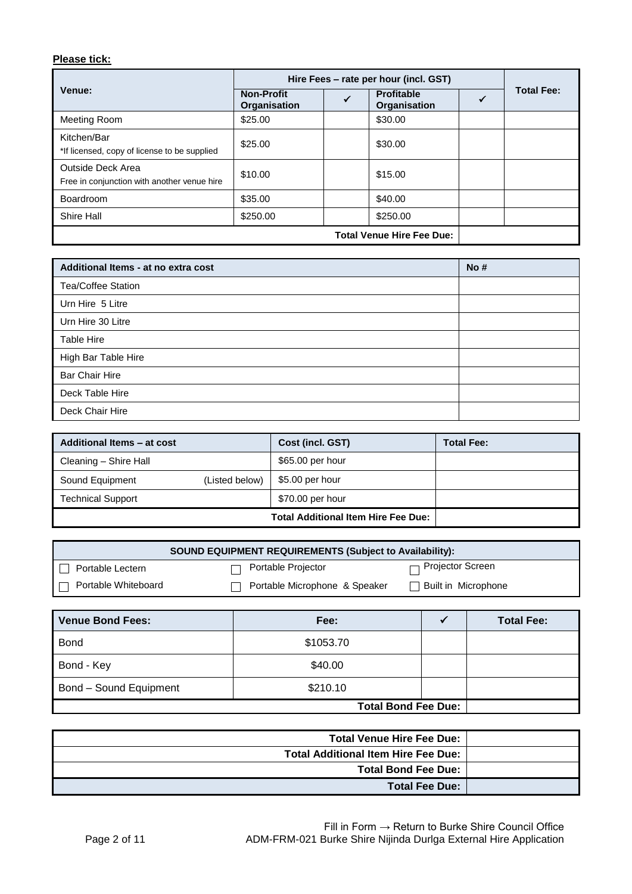**Please tick:**

| Venue: | Hire Fees – rate per hour (incl. GST) | | | | Total Fee: |
|---|---|---|---|---|---|
| | Non-Profit Organisation | ✓ | Profitable Organisation | ✓ | |
| Meeting Room | $25.00 | | $30.00 | | |
| Kitchen/Bar<br>*If licensed, copy of license to be supplied | $25.00 | | $30.00 | | |
| Outside Deck Area<br>Free in conjunction with another venue hire | $10.00 | | $15.00 | | |
| Boardroom | $35.00 | | $40.00 | | |
| Shire Hall | $250.00 | | $250.00 | | |
| | | | | **Total Venue Hire Fee Due:** | |

| Additional Items - at no extra cost | No # |
|---|---|
| Tea/Coffee Station | |
| Urn Hire 5 Litre | |
| Urn Hire 30 Litre | |
| Table Hire | |
| High Bar Table Hire | |
| Bar Chair Hire | |
| Deck Table Hire | |
| Deck Chair Hire | |

| Additional Items – at cost | Cost (incl. GST) | Total Fee: |
|---|---|---|
| Cleaning – Shire Hall | $65.00 per hour | |
| Sound Equipment (Listed below) | $5.00 per hour | |
| Technical Support | $70.00 per hour | |
| | **Total Additional Item Hire Fee Due:** | |

**SOUND EQUIPMENT REQUIREMENTS (Subject to Availability):**

- ☐ Portable Lectern
- ☐ Portable Projector
- ☐ Projector Screen
- ☐ Portable Whiteboard
- ☐ Portable Microphone & Speaker
- ☐ Built in Microphone

| Venue Bond Fees: | Fee: | ✓ | Total Fee: |
|---|---|---|---|
| Bond | $1053.70 | | |
| Bond - Key | $40.00 | | |
| Bond – Sound Equipment | $210.10 | | |
| | | **Total Bond Fee Due:** | |

| | |
|---|---|
| **Total Venue Hire Fee Due:** | |
| **Total Additional Item Hire Fee Due:** | |
| **Total Bond Fee Due:** | |
| **Total Fee Due:** | |

Fill in Form → Return to Burke Shire Council Office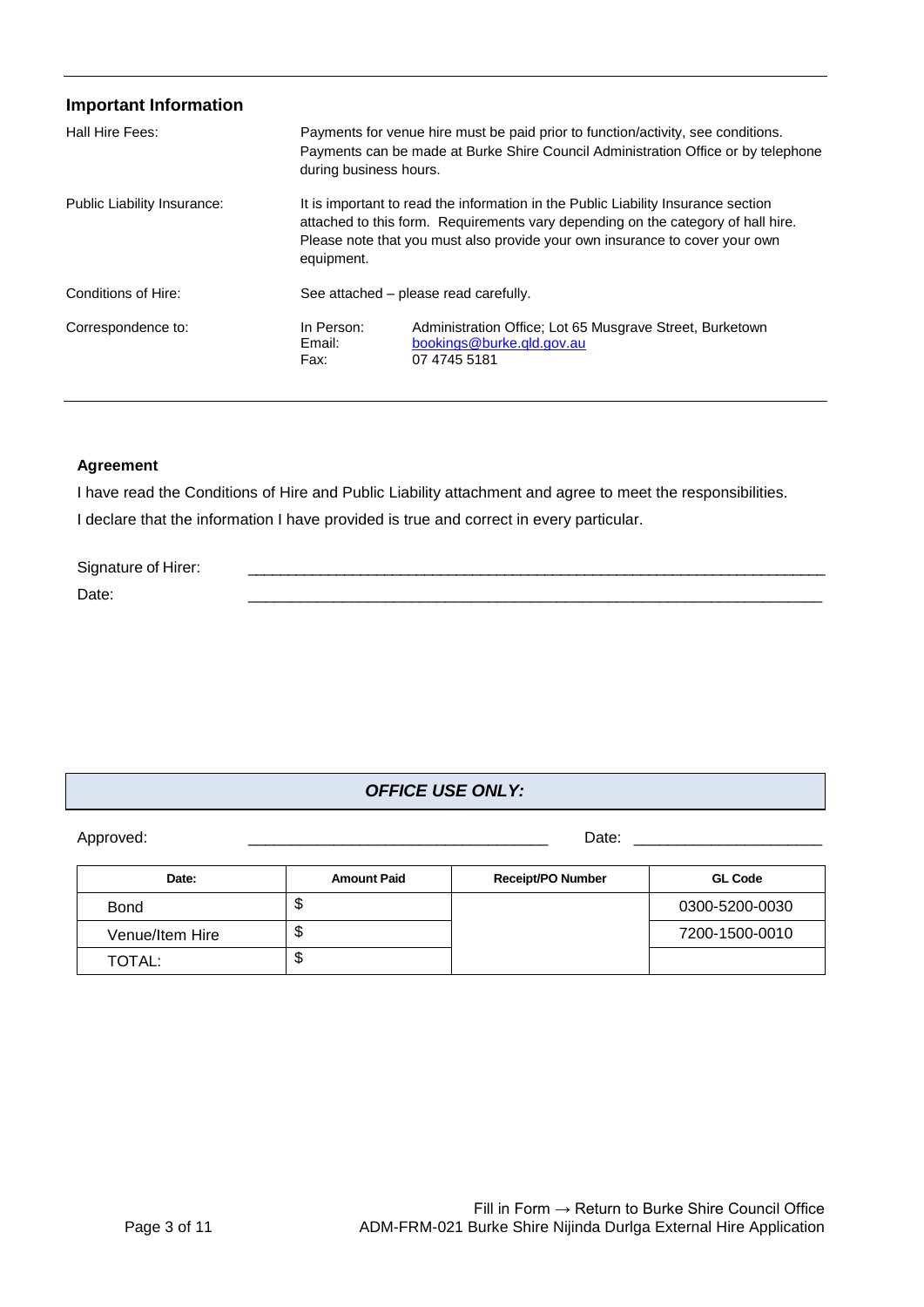## Important Information

| | |
|---|---|
| Hall Hire Fees: | Payments for venue hire must be paid prior to function/activity, see conditions. Payments can be made at Burke Shire Council Administration Office or by telephone during business hours. |
| Public Liability Insurance: | It is important to read the information in the Public Liability Insurance section attached to this form. Requirements vary depending on the category of hall hire. Please note that you must also provide your own insurance to cover your own equipment. |
| Conditions of Hire: | See attached – please read carefully. |
| Correspondence to: | In Person: Administration Office; Lot 65 Musgrave Street, Burketown<br>Email: bookings@burke.qld.gov.au<br>Fax: 07 4745 5181 |

**Agreement**

I have read the Conditions of Hire and Public Liability attachment and agree to meet the responsibilities.

I declare that the information I have provided is true and correct in every particular.

Signature of Hirer: ______________________________________________

Date: ______________________________________________

***OFFICE USE ONLY:***

Approved: ______________________________ Date: ____________________

| Date: | Amount Paid | Receipt/PO Number | GL Code |
|---|---|---|---|
| Bond | $ | | 0300-5200-0030 |
| Venue/Item Hire | $ | | 7200-1500-0010 |
| TOTAL: | $ | | |

Fill in Form → Return to Burke Shire Council Office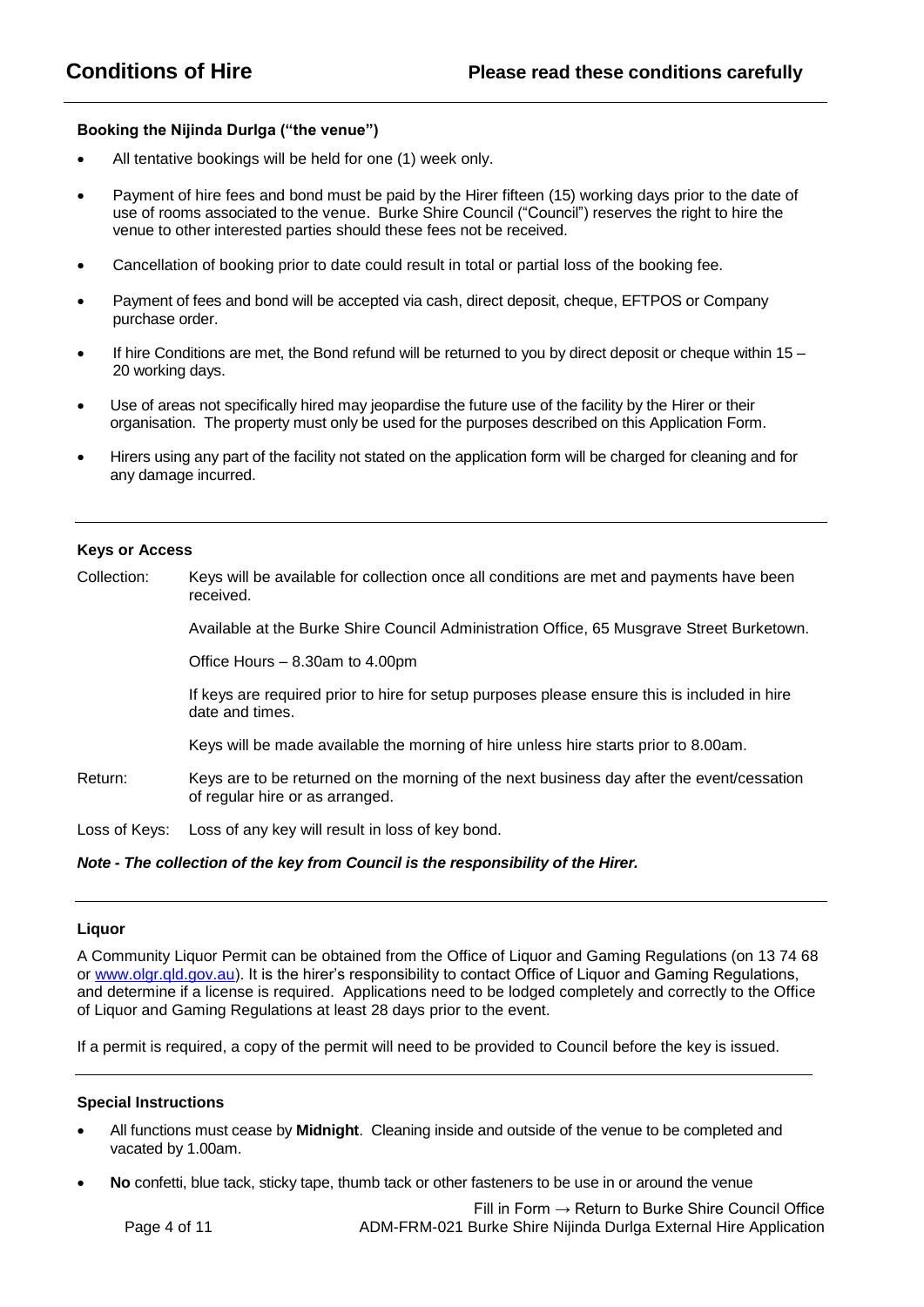# Conditions of Hire

**Please read these conditions carefully**

### Booking the Nijinda Durlga ("the venue")

- All tentative bookings will be held for one (1) week only.
- Payment of hire fees and bond must be paid by the Hirer fifteen (15) working days prior to the date of use of rooms associated to the venue. Burke Shire Council ("Council") reserves the right to hire the venue to other interested parties should these fees not be received.
- Cancellation of booking prior to date could result in total or partial loss of the booking fee.
- Payment of fees and bond will be accepted via cash, direct deposit, cheque, EFTPOS or Company purchase order.
- If hire Conditions are met, the Bond refund will be returned to you by direct deposit or cheque within 15 – 20 working days.
- Use of areas not specifically hired may jeopardise the future use of the facility by the Hirer or their organisation. The property must only be used for the purposes described on this Application Form.
- Hirers using any part of the facility not stated on the application form will be charged for cleaning and for any damage incurred.

### Keys or Access

| | |
|---|---|
| Collection: | Keys will be available for collection once all conditions are met and payments have been received. |
| | Available at the Burke Shire Council Administration Office, 65 Musgrave Street Burketown. |
| | Office Hours – 8.30am to 4.00pm |
| | If keys are required prior to hire for setup purposes please ensure this is included in hire date and times. |
| | Keys will be made available the morning of hire unless hire starts prior to 8.00am. |
| Return: | Keys are to be returned on the morning of the next business day after the event/cessation of regular hire or as arranged. |
| Loss of Keys: | Loss of any key will result in loss of key bond. |

***Note - The collection of the key from Council is the responsibility of the Hirer.***

### Liquor

A Community Liquor Permit can be obtained from the Office of Liquor and Gaming Regulations (on 13 74 68 or www.olgr.qld.gov.au). It is the hirer's responsibility to contact Office of Liquor and Gaming Regulations, and determine if a license is required. Applications need to be lodged completely and correctly to the Office of Liquor and Gaming Regulations at least 28 days prior to the event.

If a permit is required, a copy of the permit will need to be provided to Council before the key is issued.

### Special Instructions

- All functions must cease by **Midnight**. Cleaning inside and outside of the venue to be completed and vacated by 1.00am.
- **No** confetti, blue tack, sticky tape, thumb tack or other fasteners to be use in or around the venue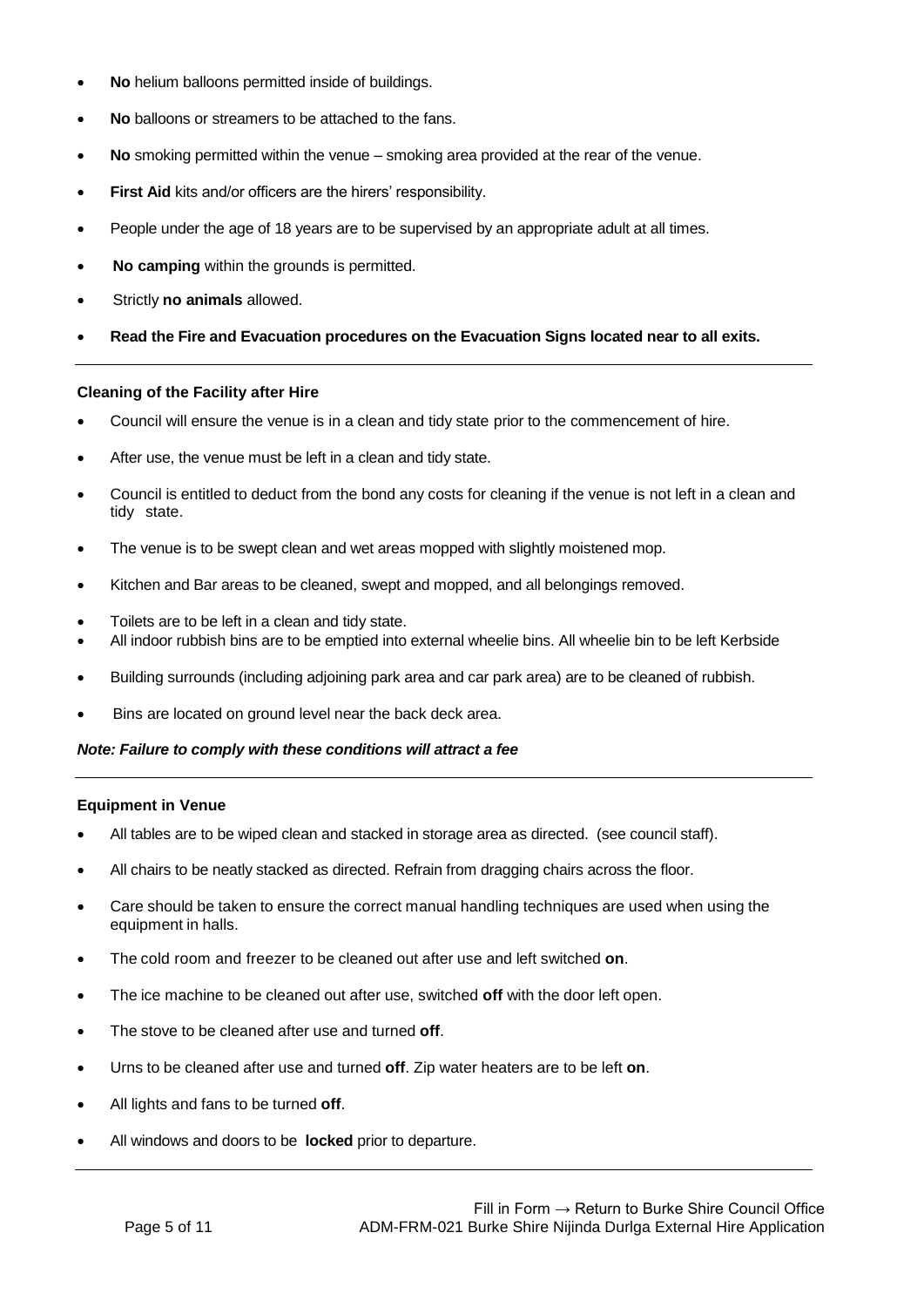- **No** helium balloons permitted inside of buildings.
- **No** balloons or streamers to be attached to the fans.
- **No** smoking permitted within the venue – smoking area provided at the rear of the venue.
- **First Aid** kits and/or officers are the hirers' responsibility.
- People under the age of 18 years are to be supervised by an appropriate adult at all times.
- **No camping** within the grounds is permitted.
- Strictly **no animals** allowed.
- **Read the Fire and Evacuation procedures on the Evacuation Signs located near to all exits.**

---

**Cleaning of the Facility after Hire**

- Council will ensure the venue is in a clean and tidy state prior to the commencement of hire.
- After use, the venue must be left in a clean and tidy state.
- Council is entitled to deduct from the bond any costs for cleaning if the venue is not left in a clean and tidy state.
- The venue is to be swept clean and wet areas mopped with slightly moistened mop.
- Kitchen and Bar areas to be cleaned, swept and mopped, and all belongings removed.
- Toilets are to be left in a clean and tidy state.
- All indoor rubbish bins are to be emptied into external wheelie bins. All wheelie bin to be left Kerbside
- Building surrounds (including adjoining park area and car park area) are to be cleaned of rubbish.
- Bins are located on ground level near the back deck area.

***Note: Failure to comply with these conditions will attract a fee***

---

**Equipment in Venue**

- All tables are to be wiped clean and stacked in storage area as directed. (see council staff).
- All chairs to be neatly stacked as directed. Refrain from dragging chairs across the floor.
- Care should be taken to ensure the correct manual handling techniques are used when using the equipment in halls.
- The cold room and freezer to be cleaned out after use and left switched **on**.
- The ice machine to be cleaned out after use, switched **off** with the door left open.
- The stove to be cleaned after use and turned **off**.
- Urns to be cleaned after use and turned **off**. Zip water heaters are to be left **on**.
- All lights and fans to be turned **off**.
- All windows and doors to be **locked** prior to departure.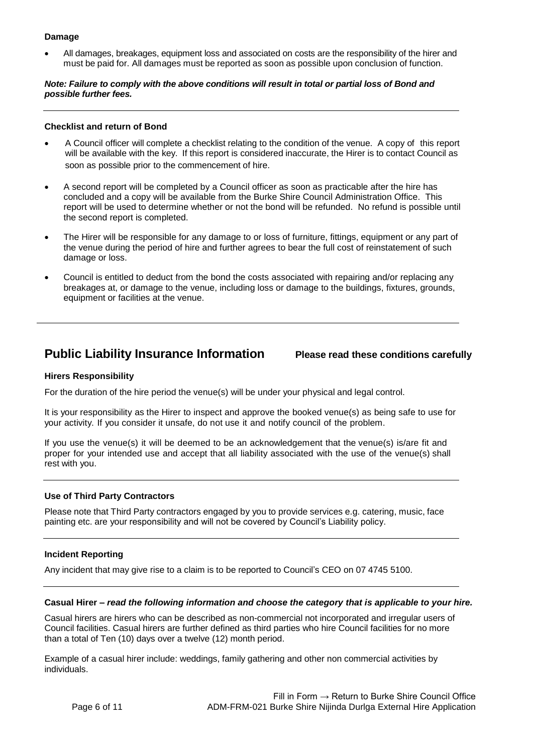**Damage**

- All damages, breakages, equipment loss and associated on costs are the responsibility of the hirer and must be paid for. All damages must be reported as soon as possible upon conclusion of function.

***Note: Failure to comply with the above conditions will result in total or partial loss of Bond and possible further fees.***

---

**Checklist and return of Bond**

- A Council officer will complete a checklist relating to the condition of the venue. A copy of this report will be available with the key. If this report is considered inaccurate, the Hirer is to contact Council as soon as possible prior to the commencement of hire.
- A second report will be completed by a Council officer as soon as practicable after the hire has concluded and a copy will be available from the Burke Shire Council Administration Office. This report will be used to determine whether or not the bond will be refunded. No refund is possible until the second report is completed.
- The Hirer will be responsible for any damage to or loss of furniture, fittings, equipment or any part of the venue during the period of hire and further agrees to bear the full cost of reinstatement of such damage or loss.
- Council is entitled to deduct from the bond the costs associated with repairing and/or replacing any breakages at, or damage to the venue, including loss or damage to the buildings, fixtures, grounds, equipment or facilities at the venue.

---

## Public Liability Insurance Information **Please read these conditions carefully**

**Hirers Responsibility**

For the duration of the hire period the venue(s) will be under your physical and legal control.

It is your responsibility as the Hirer to inspect and approve the booked venue(s) as being safe to use for your activity. If you consider it unsafe, do not use it and notify council of the problem.

If you use the venue(s) it will be deemed to be an acknowledgement that the venue(s) is/are fit and proper for your intended use and accept that all liability associated with the use of the venue(s) shall rest with you.

---

**Use of Third Party Contractors**

Please note that Third Party contractors engaged by you to provide services e.g. catering, music, face painting etc. are your responsibility and will not be covered by Council's Liability policy.

---

**Incident Reporting**

Any incident that may give rise to a claim is to be reported to Council's CEO on 07 4745 5100.

---

**Casual Hirer – *read the following information and choose the category that is applicable to your hire.***

Casual hirers are hirers who can be described as non-commercial not incorporated and irregular users of Council facilities. Casual hirers are further defined as third parties who hire Council facilities for no more than a total of Ten (10) days over a twelve (12) month period.

Example of a casual hirer include: weddings, family gathering and other non commercial activities by individuals.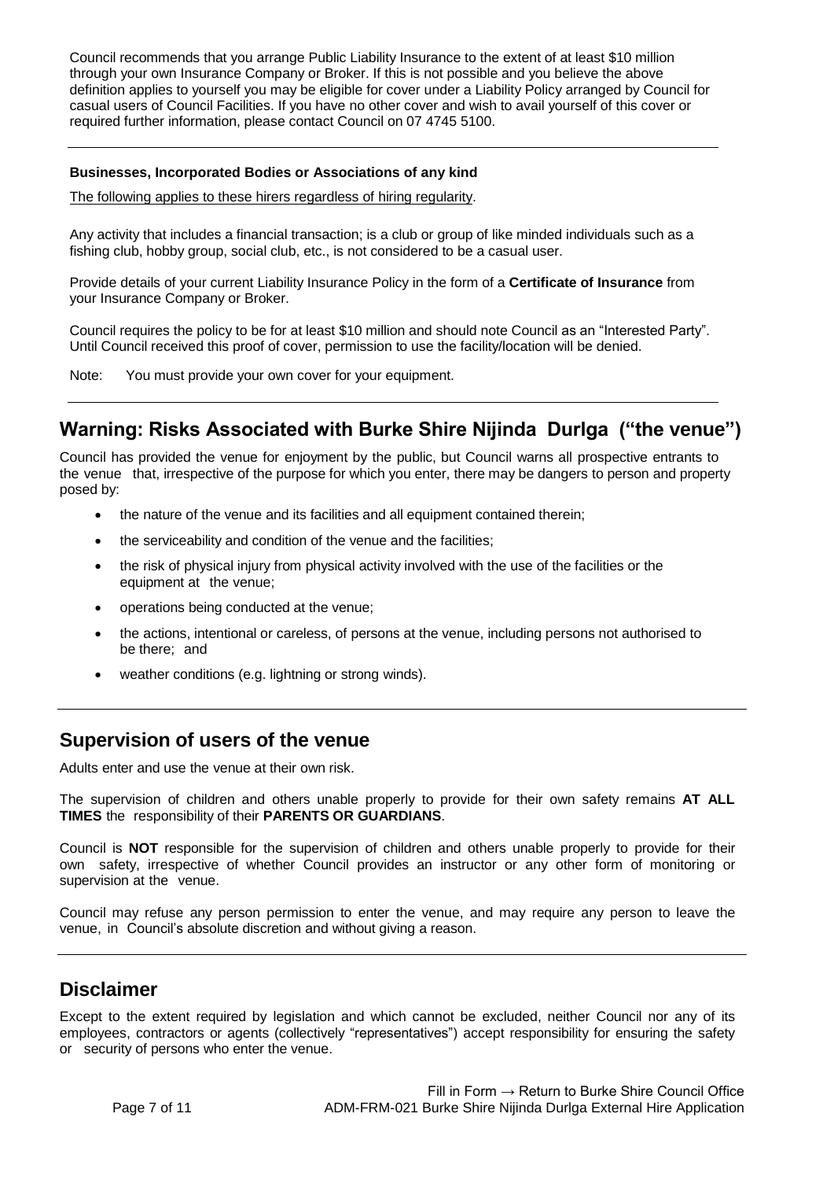Council recommends that you arrange Public Liability Insurance to the extent of at least $10 million through your own Insurance Company or Broker. If this is not possible and you believe the above definition applies to yourself you may be eligible for cover under a Liability Policy arranged by Council for casual users of Council Facilities. If you have no other cover and wish to avail yourself of this cover or required further information, please contact Council on 07 4745 5100.

---

**Businesses, Incorporated Bodies or Associations of any kind**

The following applies to these hirers regardless of hiring regularity.

Any activity that includes a financial transaction; is a club or group of like minded individuals such as a fishing club, hobby group, social club, etc., is not considered to be a casual user.

Provide details of your current Liability Insurance Policy in the form of a **Certificate of Insurance** from your Insurance Company or Broker.

Council requires the policy to be for at least $10 million and should note Council as an "Interested Party". Until Council received this proof of cover, permission to use the facility/location will be denied.

Note: You must provide your own cover for your equipment.

---

## Warning: Risks Associated with Burke Shire Nijinda Durlga ("the venue")

Council has provided the venue for enjoyment by the public, but Council warns all prospective entrants to the venue that, irrespective of the purpose for which you enter, there may be dangers to person and property posed by:

- the nature of the venue and its facilities and all equipment contained therein;
- the serviceability and condition of the venue and the facilities;
- the risk of physical injury from physical activity involved with the use of the facilities or the equipment at the venue;
- operations being conducted at the venue;
- the actions, intentional or careless, of persons at the venue, including persons not authorised to be there; and
- weather conditions (e.g. lightning or strong winds).

---

## Supervision of users of the venue

Adults enter and use the venue at their own risk.

The supervision of children and others unable properly to provide for their own safety remains **AT ALL TIMES** the responsibility of their **PARENTS OR GUARDIANS**.

Council is **NOT** responsible for the supervision of children and others unable properly to provide for their own safety, irrespective of whether Council provides an instructor or any other form of monitoring or supervision at the venue.

Council may refuse any person permission to enter the venue, and may require any person to leave the venue, in Council's absolute discretion and without giving a reason.

---

## Disclaimer

Except to the extent required by legislation and which cannot be excluded, neither Council nor any of its employees, contractors or agents (collectively "representatives") accept responsibility for ensuring the safety or security of persons who enter the venue.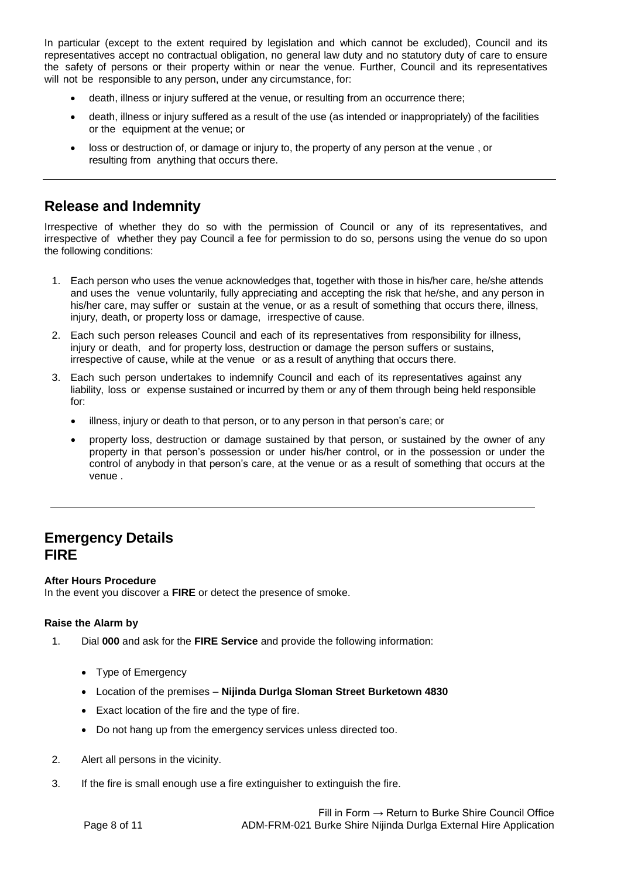In particular (except to the extent required by legislation and which cannot be excluded), Council and its representatives accept no contractual obligation, no general law duty and no statutory duty of care to ensure the safety of persons or their property within or near the venue. Further, Council and its representatives will not be responsible to any person, under any circumstance, for:

- death, illness or injury suffered at the venue, or resulting from an occurrence there;
- death, illness or injury suffered as a result of the use (as intended or inappropriately) of the facilities or the equipment at the venue; or
- loss or destruction of, or damage or injury to, the property of any person at the venue , or resulting from anything that occurs there.

---

## Release and Indemnity

Irrespective of whether they do so with the permission of Council or any of its representatives, and irrespective of whether they pay Council a fee for permission to do so, persons using the venue do so upon the following conditions:

1. Each person who uses the venue acknowledges that, together with those in his/her care, he/she attends and uses the venue voluntarily, fully appreciating and accepting the risk that he/she, and any person in his/her care, may suffer or sustain at the venue, or as a result of something that occurs there, illness, injury, death, or property loss or damage, irrespective of cause.
2. Each such person releases Council and each of its representatives from responsibility for illness, injury or death, and for property loss, destruction or damage the person suffers or sustains, irrespective of cause, while at the venue or as a result of anything that occurs there.
3. Each such person undertakes to indemnify Council and each of its representatives against any liability, loss or expense sustained or incurred by them or any of them through being held responsible for:
   - illness, injury or death to that person, or to any person in that person's care; or
   - property loss, destruction or damage sustained by that person, or sustained by the owner of any property in that person's possession or under his/her control, or in the possession or under the control of anybody in that person's care, at the venue or as a result of something that occurs at the venue .

---

## Emergency Details
## FIRE

**After Hours Procedure**
In the event you discover a **FIRE** or detect the presence of smoke.

**Raise the Alarm by**

1. Dial **000** and ask for the **FIRE Service** and provide the following information:
   - Type of Emergency
   - Location of the premises – **Nijinda Durlga Sloman Street Burketown 4830**
   - Exact location of the fire and the type of fire.
   - Do not hang up from the emergency services unless directed too.
2. Alert all persons in the vicinity.
3. If the fire is small enough use a fire extinguisher to extinguish the fire.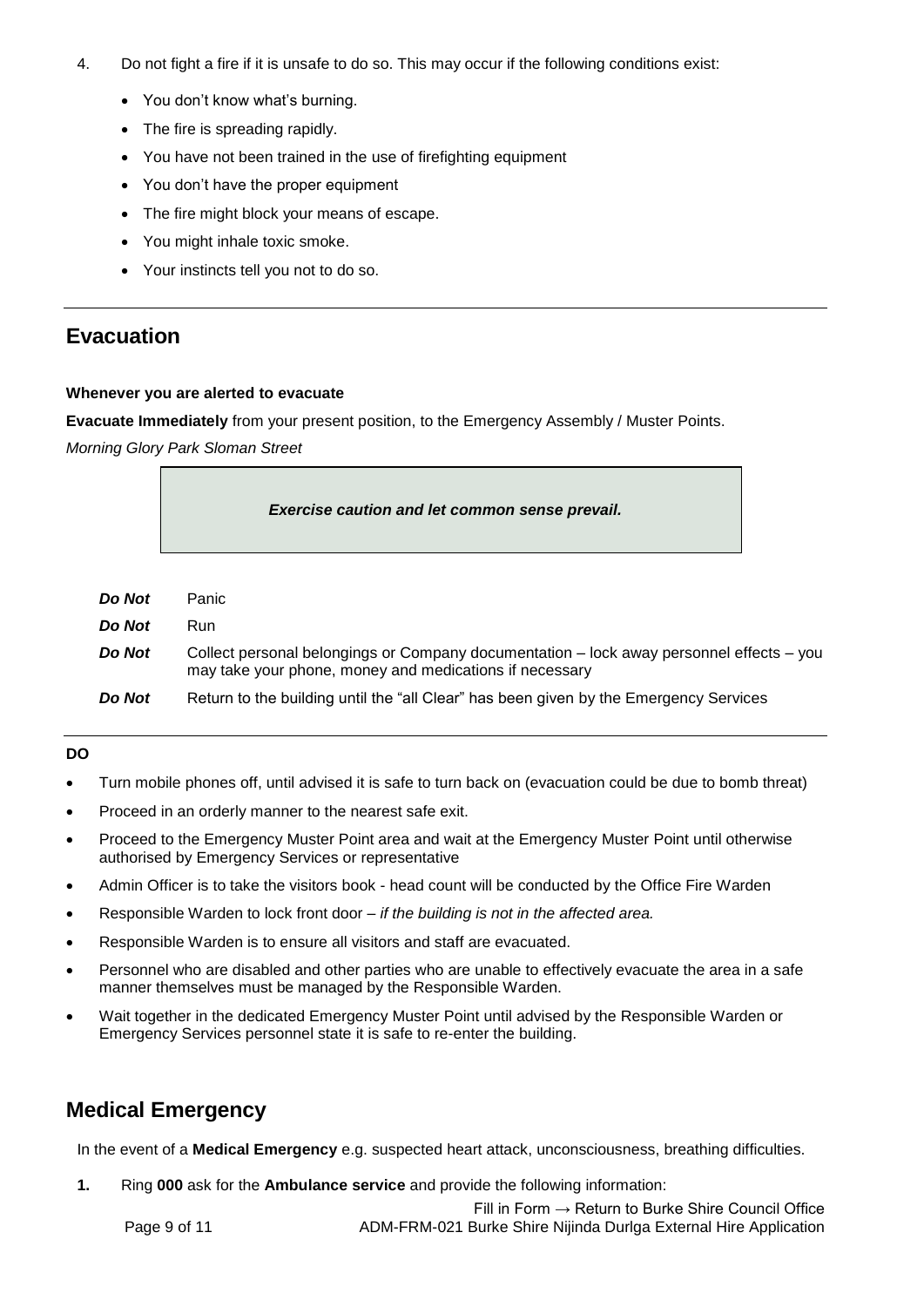4. Do not fight a fire if it is unsafe to do so. This may occur if the following conditions exist:
    - You don't know what's burning.
    - The fire is spreading rapidly.
    - You have not been trained in the use of firefighting equipment
    - You don't have the proper equipment
    - The fire might block your means of escape.
    - You might inhale toxic smoke.
    - Your instincts tell you not to do so.

## Evacuation

**Whenever you are alerted to evacuate**

**Evacuate Immediately** from your present position, to the Emergency Assembly / Muster Points.

*Morning Glory Park Sloman Street*

***Exercise caution and let common sense prevail.***

| | |
|---|---|
| ***Do Not*** | Panic |
| ***Do Not*** | Run |
| ***Do Not*** | Collect personal belongings or Company documentation – lock away personnel effects – you may take your phone, money and medications if necessary |
| ***Do Not*** | Return to the building until the "all Clear" has been given by the Emergency Services |

**DO**

- Turn mobile phones off, until advised it is safe to turn back on (evacuation could be due to bomb threat)
- Proceed in an orderly manner to the nearest safe exit.
- Proceed to the Emergency Muster Point area and wait at the Emergency Muster Point until otherwise authorised by Emergency Services or representative
- Admin Officer is to take the visitors book - head count will be conducted by the Office Fire Warden
- Responsible Warden to lock front door – *if the building is not in the affected area.*
- Responsible Warden is to ensure all visitors and staff are evacuated.
- Personnel who are disabled and other parties who are unable to effectively evacuate the area in a safe manner themselves must be managed by the Responsible Warden.
- Wait together in the dedicated Emergency Muster Point until advised by the Responsible Warden or Emergency Services personnel state it is safe to re-enter the building.

## Medical Emergency

In the event of a **Medical Emergency** e.g. suspected heart attack, unconsciousness, breathing difficulties.

**1.** Ring **000** ask for the **Ambulance service** and provide the following information: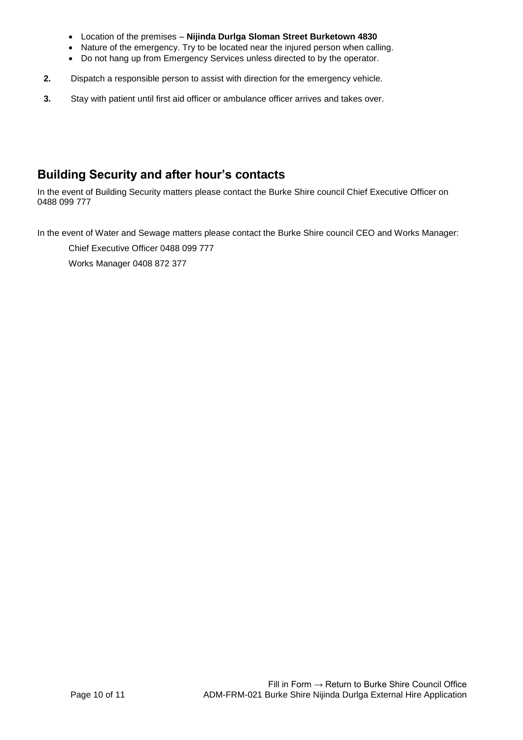- Location of the premises – **Nijinda Durlga Sloman Street Burketown 4830**
- Nature of the emergency. Try to be located near the injured person when calling.
- Do not hang up from Emergency Services unless directed to by the operator.

**2.** Dispatch a responsible person to assist with direction for the emergency vehicle.

**3.** Stay with patient until first aid officer or ambulance officer arrives and takes over.

## Building Security and after hour's contacts

In the event of Building Security matters please contact the Burke Shire council Chief Executive Officer on 0488 099 777

In the event of Water and Sewage matters please contact the Burke Shire council CEO and Works Manager:

Chief Executive Officer 0488 099 777

Works Manager 0408 872 377